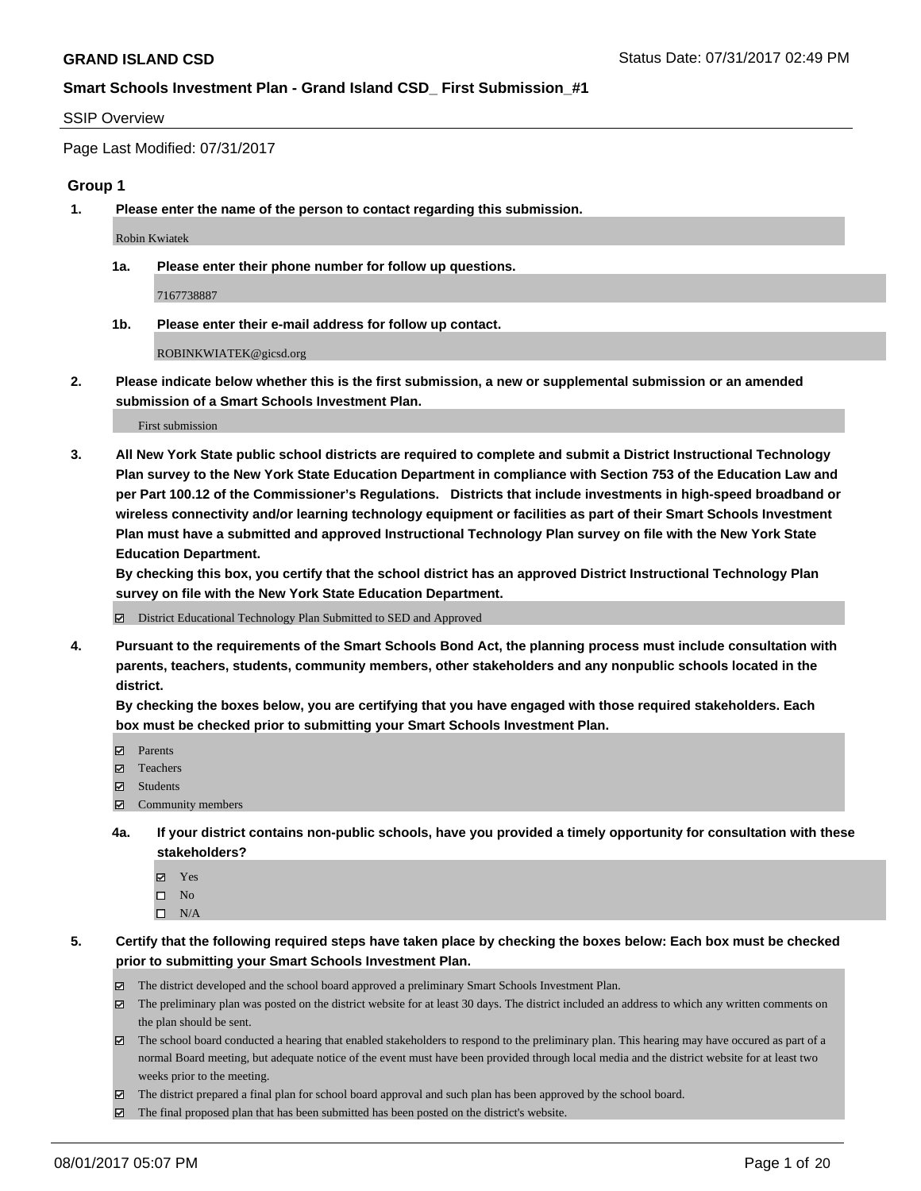**GRAND ISLAND CSD**

Status Date: 07/31/2017 02:49 PM

**Smart Schools Investment Plan - Grand Island CSD_ First Submission_#1**

SSIP Overview

Page Last Modified: 07/31/2017

## Group 1

**1. Please enter the name of the person to contact regarding this submission.**

Robin Kwiatek

**1a. Please enter their phone number for follow up questions.**

7167738887

**1b. Please enter their e-mail address for follow up contact.**

ROBINKWIATEK@gicsd.org

**2. Please indicate below whether this is the first submission, a new or supplemental submission or an amended submission of a Smart Schools Investment Plan.**

First submission

**3. All New York State public school districts are required to complete and submit a District Instructional Technology Plan survey to the New York State Education Department in compliance with Section 753 of the Education Law and per Part 100.12 of the Commissioner's Regulations. Districts that include investments in high-speed broadband or wireless connectivity and/or learning technology equipment or facilities as part of their Smart Schools Investment Plan must have a submitted and approved Instructional Technology Plan survey on file with the New York State Education Department.**
**By checking this box, you certify that the school district has an approved District Instructional Technology Plan survey on file with the New York State Education Department.**

- ☑ District Educational Technology Plan Submitted to SED and Approved

**4. Pursuant to the requirements of the Smart Schools Bond Act, the planning process must include consultation with parents, teachers, students, community members, other stakeholders and any nonpublic schools located in the district.**
**By checking the boxes below, you are certifying that you have engaged with those required stakeholders. Each box must be checked prior to submitting your Smart Schools Investment Plan.**

- ☑ Parents
- ☑ Teachers
- ☑ Students
- ☑ Community members

**4a. If your district contains non-public schools, have you provided a timely opportunity for consultation with these stakeholders?**

- ☑ Yes
- ☐ No
- ☐ N/A

**5. Certify that the following required steps have taken place by checking the boxes below: Each box must be checked prior to submitting your Smart Schools Investment Plan.**

- ☑ The district developed and the school board approved a preliminary Smart Schools Investment Plan.
- ☑ The preliminary plan was posted on the district website for at least 30 days. The district included an address to which any written comments on the plan should be sent.
- ☑ The school board conducted a hearing that enabled stakeholders to respond to the preliminary plan. This hearing may have occured as part of a normal Board meeting, but adequate notice of the event must have been provided through local media and the district website for at least two weeks prior to the meeting.
- ☑ The district prepared a final plan for school board approval and such plan has been approved by the school board.
- ☑ The final proposed plan that has been submitted has been posted on the district's website.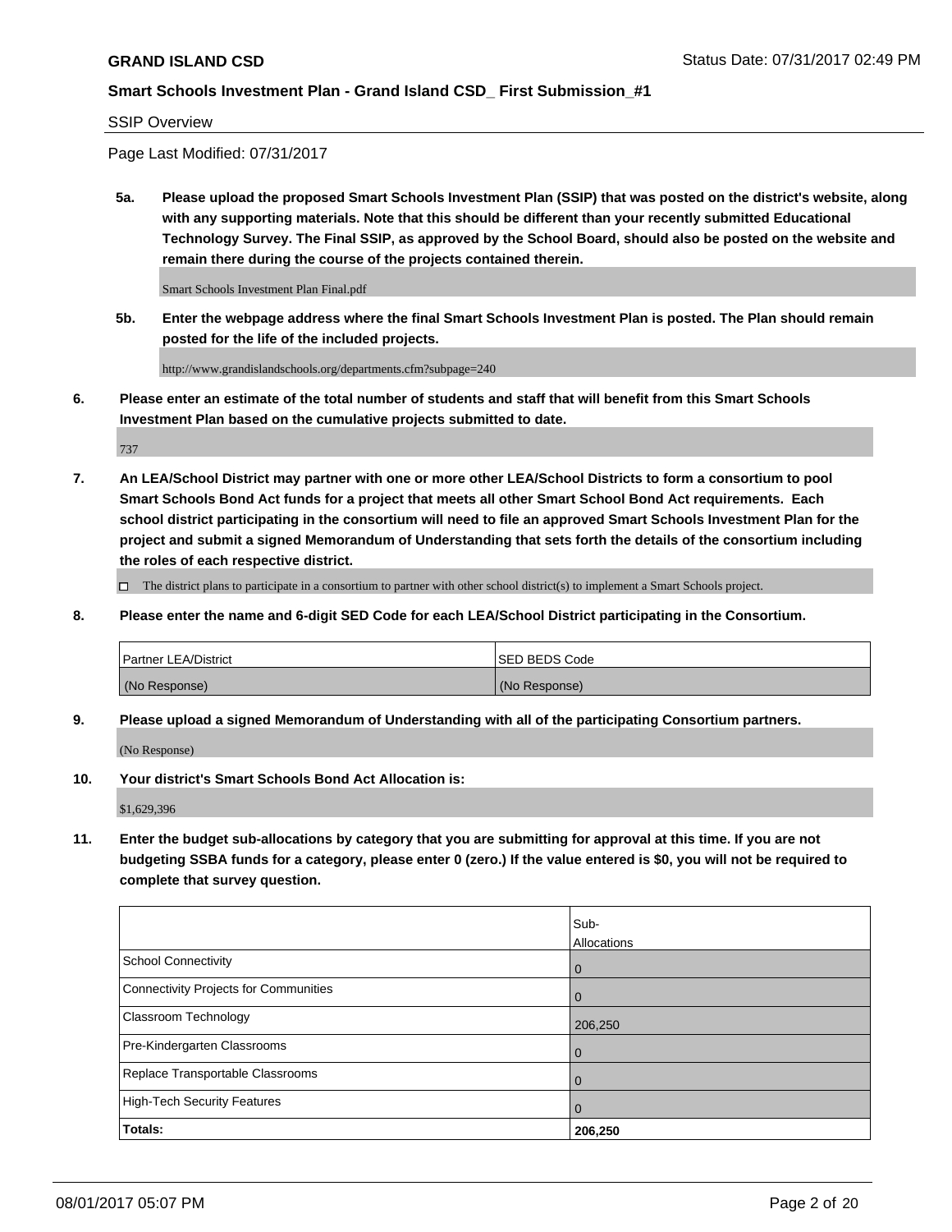**GRAND ISLAND CSD** Status Date: 07/31/2017 02:49 PM

**Smart Schools Investment Plan - Grand Island CSD_ First Submission_#1**

SSIP Overview

Page Last Modified: 07/31/2017

**5a. Please upload the proposed Smart Schools Investment Plan (SSIP) that was posted on the district's website, along with any supporting materials. Note that this should be different than your recently submitted Educational Technology Survey. The Final SSIP, as approved by the School Board, should also be posted on the website and remain there during the course of the projects contained therein.**

Smart Schools Investment Plan Final.pdf

**5b. Enter the webpage address where the final Smart Schools Investment Plan is posted. The Plan should remain posted for the life of the included projects.**

http://www.grandislandschools.org/departments.cfm?subpage=240

**6. Please enter an estimate of the total number of students and staff that will benefit from this Smart Schools Investment Plan based on the cumulative projects submitted to date.**

737

**7. An LEA/School District may partner with one or more other LEA/School Districts to form a consortium to pool Smart Schools Bond Act funds for a project that meets all other Smart School Bond Act requirements. Each school district participating in the consortium will need to file an approved Smart Schools Investment Plan for the project and submit a signed Memorandum of Understanding that sets forth the details of the consortium including the roles of each respective district.**

☐ The district plans to participate in a consortium to partner with other school district(s) to implement a Smart Schools project.

**8. Please enter the name and 6-digit SED Code for each LEA/School District participating in the Consortium.**

| Partner LEA/District | SED BEDS Code |
|---|---|
| (No Response) | (No Response) |

**9. Please upload a signed Memorandum of Understanding with all of the participating Consortium partners.**

(No Response)

**10. Your district's Smart Schools Bond Act Allocation is:**

$1,629,396

**11. Enter the budget sub-allocations by category that you are submitting for approval at this time. If you are not budgeting SSBA funds for a category, please enter 0 (zero.) If the value entered is $0, you will not be required to complete that survey question.**

| | Sub-Allocations |
|---|---|
| School Connectivity | 0 |
| Connectivity Projects for Communities | 0 |
| Classroom Technology | 206,250 |
| Pre-Kindergarten Classrooms | 0 |
| Replace Transportable Classrooms | 0 |
| High-Tech Security Features | 0 |
| **Totals:** | **206,250** |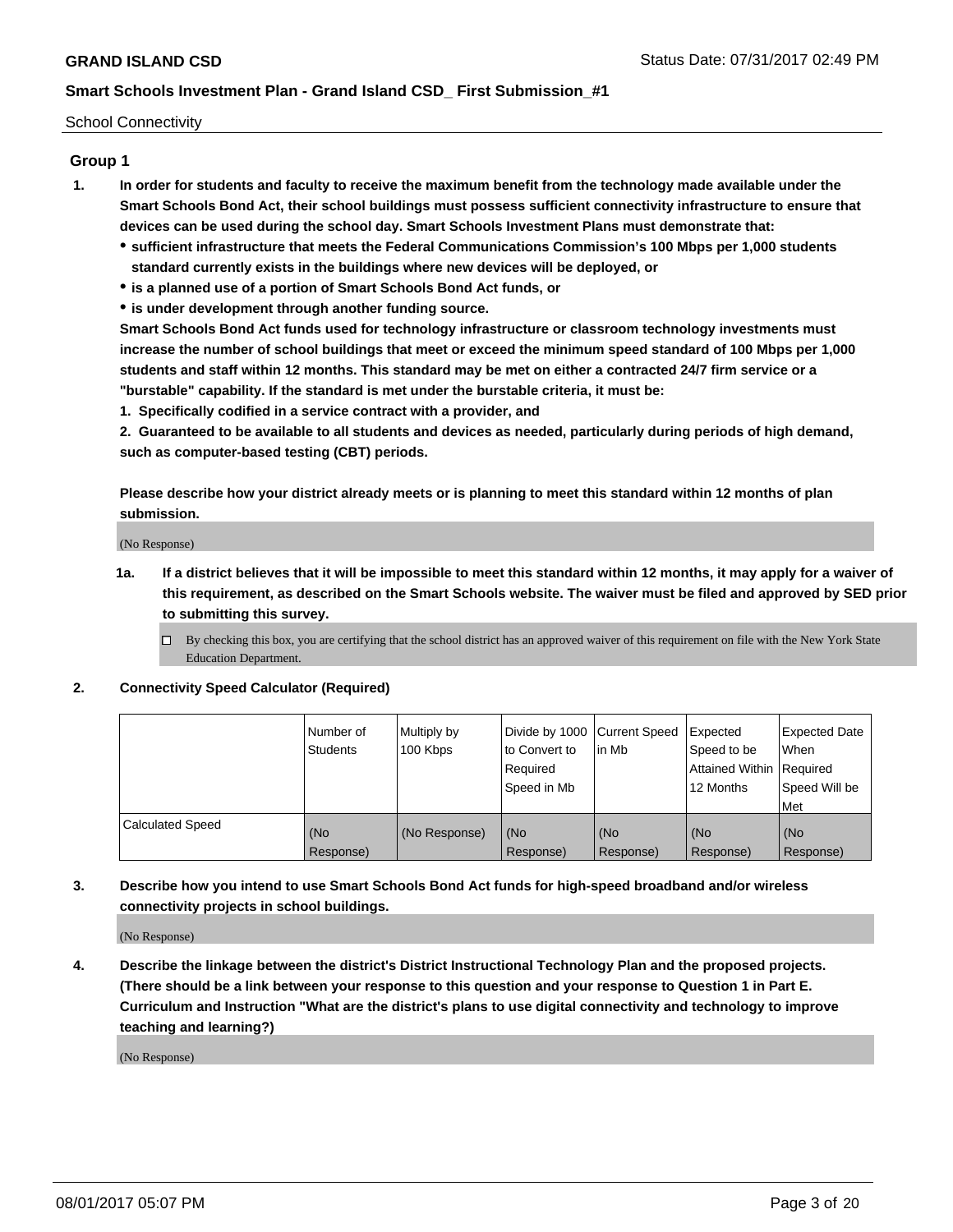School Connectivity

## Group 1

1. **In order for students and faculty to receive the maximum benefit from the technology made available under the Smart Schools Bond Act, their school buildings must possess sufficient connectivity infrastructure to ensure that devices can be used during the school day. Smart Schools Investment Plans must demonstrate that:**
   - **sufficient infrastructure that meets the Federal Communications Commission's 100 Mbps per 1,000 students standard currently exists in the buildings where new devices will be deployed, or**
   - **is a planned use of a portion of Smart Schools Bond Act funds, or**
   - **is under development through another funding source.**

   **Smart Schools Bond Act funds used for technology infrastructure or classroom technology investments must increase the number of school buildings that meet or exceed the minimum speed standard of 100 Mbps per 1,000 students and staff within 12 months. This standard may be met on either a contracted 24/7 firm service or a "burstable" capability. If the standard is met under the burstable criteria, it must be:**

   **1. Specifically codified in a service contract with a provider, and**

   **2. Guaranteed to be available to all students and devices as needed, particularly during periods of high demand, such as computer-based testing (CBT) periods.**

   **Please describe how your district already meets or is planning to meet this standard within 12 months of plan submission.**

   (No Response)

   **1a. If a district believes that it will be impossible to meet this standard within 12 months, it may apply for a waiver of this requirement, as described on the Smart Schools website. The waiver must be filed and approved by SED prior to submitting this survey.**

   ☐ By checking this box, you are certifying that the school district has an approved waiver of this requirement on file with the New York State Education Department.

2. **Connectivity Speed Calculator (Required)**

| | Number of Students | Multiply by 100 Kbps | Divide by 1000 to Convert to Required Speed in Mb | Current Speed in Mb | Expected Speed to be Attained Within 12 Months | Expected Date When Required Speed Will be Met |
|---|---|---|---|---|---|---|
| Calculated Speed | (No Response) | (No Response) | (No Response) | (No Response) | (No Response) | (No Response) |

3. **Describe how you intend to use Smart Schools Bond Act funds for high-speed broadband and/or wireless connectivity projects in school buildings.**

   (No Response)

4. **Describe the linkage between the district's District Instructional Technology Plan and the proposed projects. (There should be a link between your response to this question and your response to Question 1 in Part E. Curriculum and Instruction "What are the district's plans to use digital connectivity and technology to improve teaching and learning?)**

   (No Response)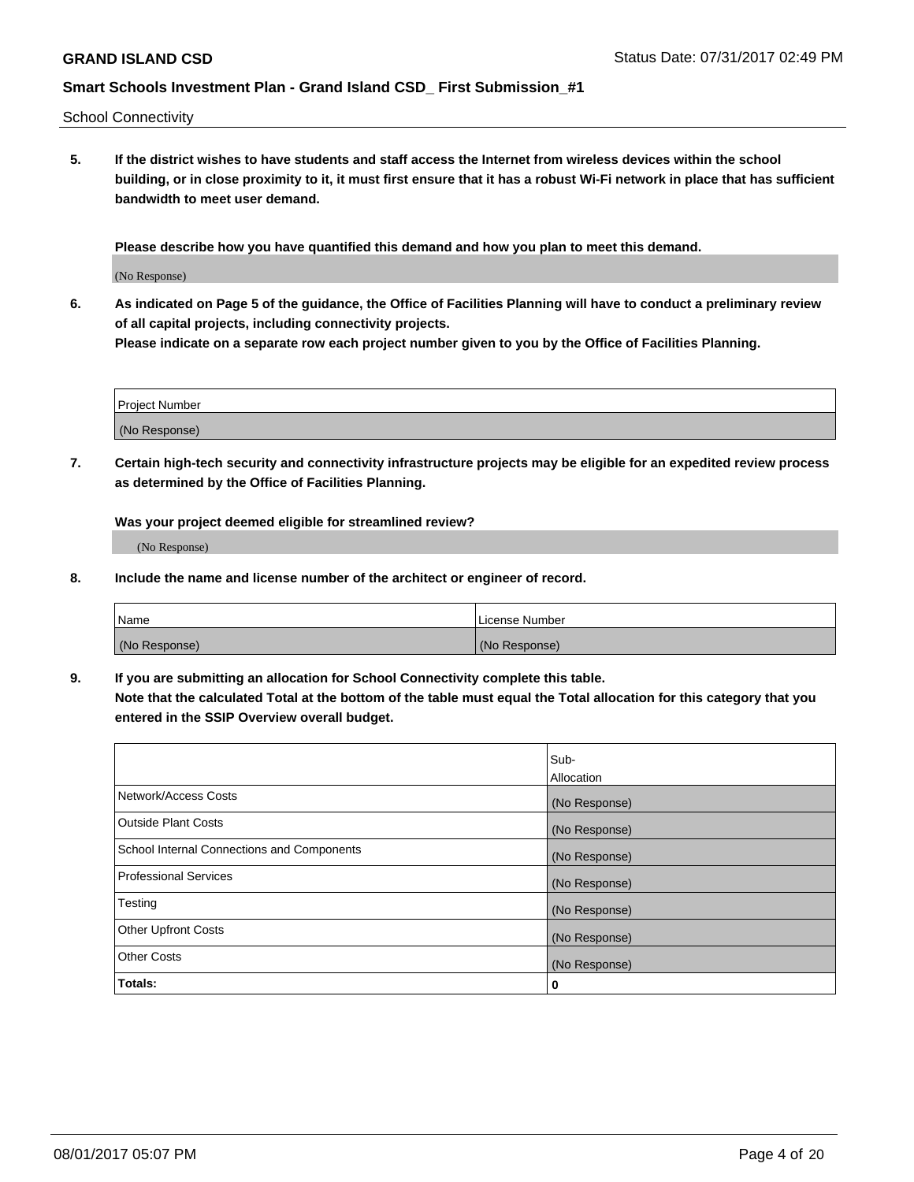School Connectivity

**5. If the district wishes to have students and staff access the Internet from wireless devices within the school building, or in close proximity to it, it must first ensure that it has a robust Wi-Fi network in place that has sufficient bandwidth to meet user demand.**

**Please describe how you have quantified this demand and how you plan to meet this demand.**

(No Response)

**6. As indicated on Page 5 of the guidance, the Office of Facilities Planning will have to conduct a preliminary review of all capital projects, including connectivity projects.**
**Please indicate on a separate row each project number given to you by the Office of Facilities Planning.**

| Project Number |
|---|
| (No Response) |

**7. Certain high-tech security and connectivity infrastructure projects may be eligible for an expedited review process as determined by the Office of Facilities Planning.**

**Was your project deemed eligible for streamlined review?**

(No Response)

**8. Include the name and license number of the architect or engineer of record.**

| Name | License Number |
|---|---|
| (No Response) | (No Response) |

**9. If you are submitting an allocation for School Connectivity complete this table.**
**Note that the calculated Total at the bottom of the table must equal the Total allocation for this category that you entered in the SSIP Overview overall budget.**

| | Sub-Allocation |
|---|---|
| Network/Access Costs | (No Response) |
| Outside Plant Costs | (No Response) |
| School Internal Connections and Components | (No Response) |
| Professional Services | (No Response) |
| Testing | (No Response) |
| Other Upfront Costs | (No Response) |
| Other Costs | (No Response) |
| **Totals:** | **0** |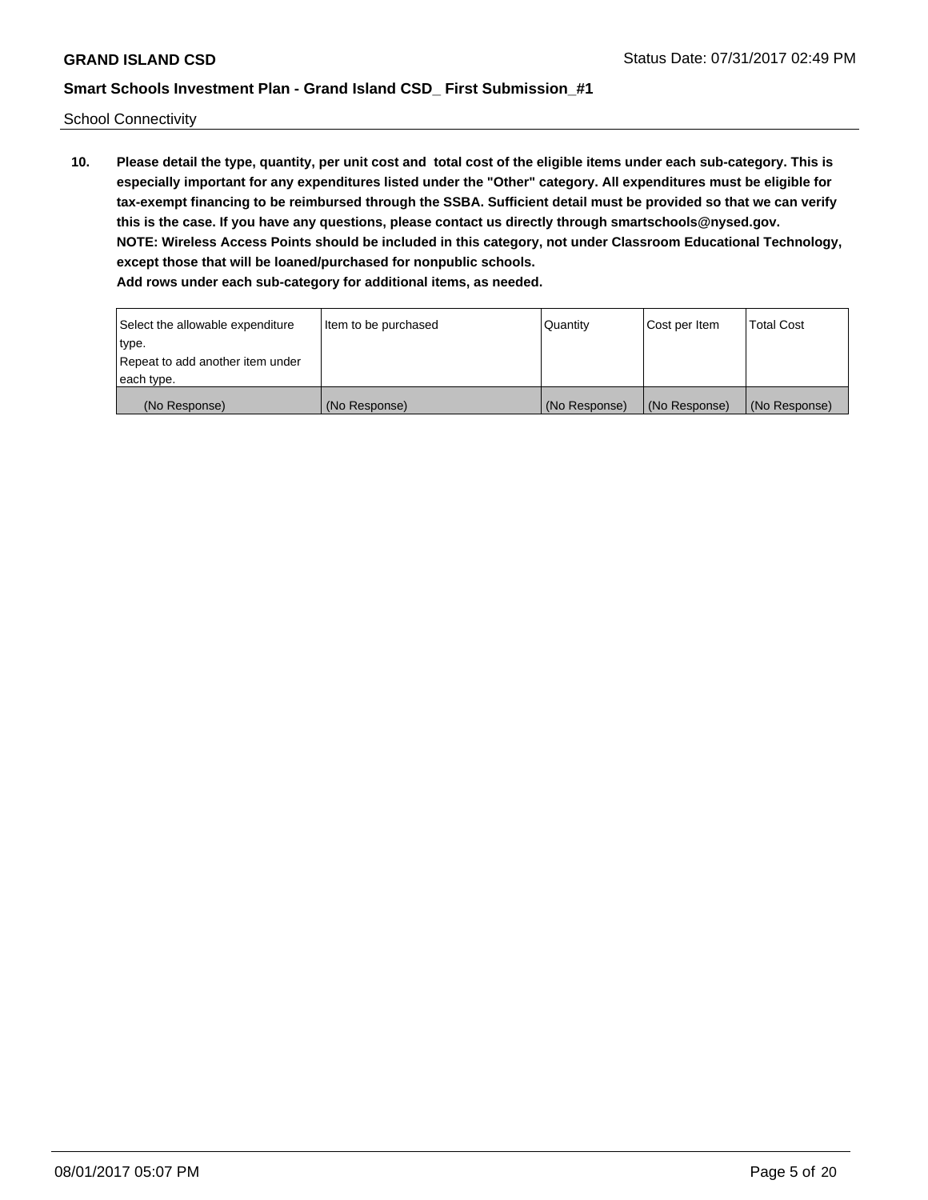School Connectivity

**10. Please detail the type, quantity, per unit cost and total cost of the eligible items under each sub-category. This is especially important for any expenditures listed under the "Other" category. All expenditures must be eligible for tax-exempt financing to be reimbursed through the SSBA. Sufficient detail must be provided so that we can verify this is the case. If you have any questions, please contact us directly through smartschools@nysed.gov.**
**NOTE: Wireless Access Points should be included in this category, not under Classroom Educational Technology, except those that will be loaned/purchased for nonpublic schools.**
**Add rows under each sub-category for additional items, as needed.**

| Select the allowable expenditure type. Repeat to add another item under each type. | Item to be purchased | Quantity | Cost per Item | Total Cost |
|---|---|---|---|---|
| (No Response) | (No Response) | (No Response) | (No Response) | (No Response) |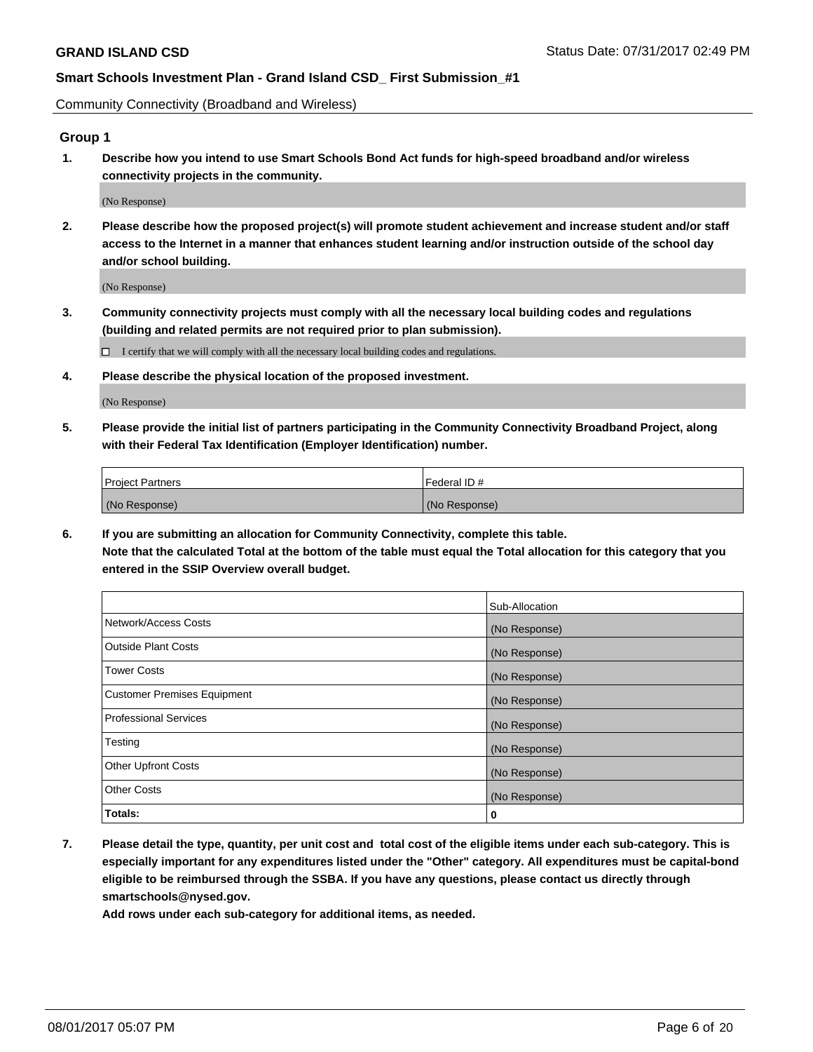Community Connectivity (Broadband and Wireless)

## Group 1

**1. Describe how you intend to use Smart Schools Bond Act funds for high-speed broadband and/or wireless connectivity projects in the community.**

(No Response)

**2. Please describe how the proposed project(s) will promote student achievement and increase student and/or staff access to the Internet in a manner that enhances student learning and/or instruction outside of the school day and/or school building.**

(No Response)

**3. Community connectivity projects must comply with all the necessary local building codes and regulations (building and related permits are not required prior to plan submission).**

☐ I certify that we will comply with all the necessary local building codes and regulations.

**4. Please describe the physical location of the proposed investment.**

(No Response)

**5. Please provide the initial list of partners participating in the Community Connectivity Broadband Project, along with their Federal Tax Identification (Employer Identification) number.**

| Project Partners | Federal ID # |
|---|---|
| (No Response) | (No Response) |

**6. If you are submitting an allocation for Community Connectivity, complete this table. Note that the calculated Total at the bottom of the table must equal the Total allocation for this category that you entered in the SSIP Overview overall budget.**

| | Sub-Allocation |
|---|---|
| Network/Access Costs | (No Response) |
| Outside Plant Costs | (No Response) |
| Tower Costs | (No Response) |
| Customer Premises Equipment | (No Response) |
| Professional Services | (No Response) |
| Testing | (No Response) |
| Other Upfront Costs | (No Response) |
| Other Costs | (No Response) |
| **Totals:** | **0** |

**7. Please detail the type, quantity, per unit cost and total cost of the eligible items under each sub-category. This is especially important for any expenditures listed under the "Other" category. All expenditures must be capital-bond eligible to be reimbursed through the SSBA. If you have any questions, please contact us directly through smartschools@nysed.gov.**

**Add rows under each sub-category for additional items, as needed.**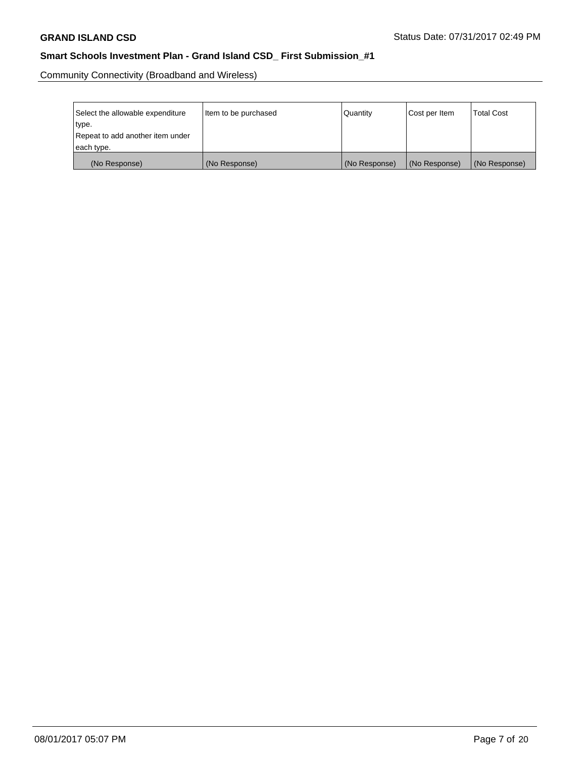Community Connectivity (Broadband and Wireless)

| Select the allowable expenditure type. Repeat to add another item under each type. | Item to be purchased | Quantity | Cost per Item | Total Cost |
|---|---|---|---|---|
| (No Response) | (No Response) | (No Response) | (No Response) | (No Response) |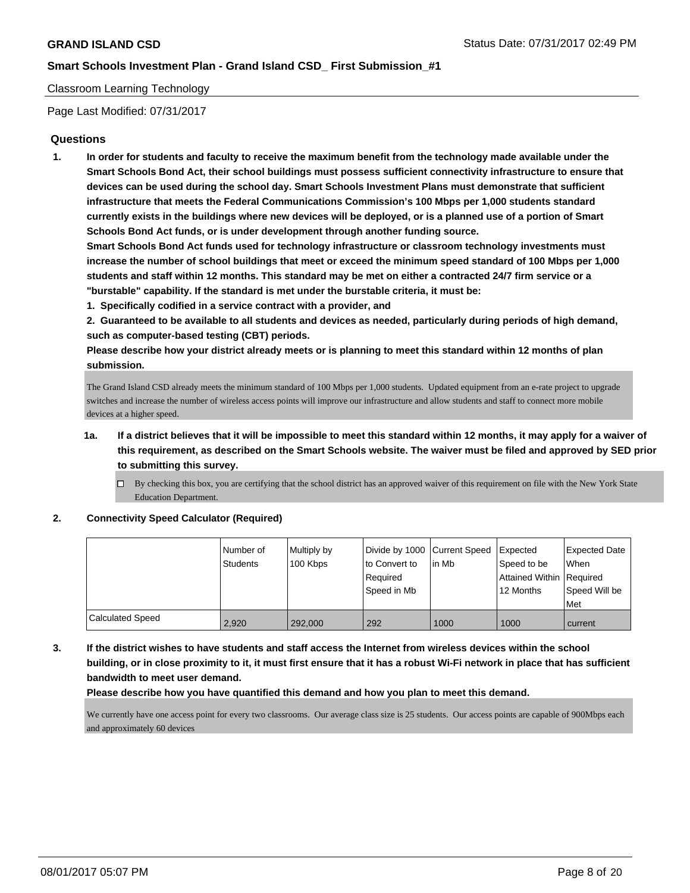Classroom Learning Technology

Page Last Modified: 07/31/2017

## Questions

1. **In order for students and faculty to receive the maximum benefit from the technology made available under the Smart Schools Bond Act, their school buildings must possess sufficient connectivity infrastructure to ensure that devices can be used during the school day. Smart Schools Investment Plans must demonstrate that sufficient infrastructure that meets the Federal Communications Commission's 100 Mbps per 1,000 students standard currently exists in the buildings where new devices will be deployed, or is a planned use of a portion of Smart Schools Bond Act funds, or is under development through another funding source.**

   **Smart Schools Bond Act funds used for technology infrastructure or classroom technology investments must increase the number of school buildings that meet or exceed the minimum speed standard of 100 Mbps per 1,000 students and staff within 12 months. This standard may be met on either a contracted 24/7 firm service or a "burstable" capability. If the standard is met under the burstable criteria, it must be:**

   **1. Specifically codified in a service contract with a provider, and**

   **2. Guaranteed to be available to all students and devices as needed, particularly during periods of high demand, such as computer-based testing (CBT) periods.**

   **Please describe how your district already meets or is planning to meet this standard within 12 months of plan submission.**

   The Grand Island CSD already meets the minimum standard of 100 Mbps per 1,000 students. Updated equipment from an e-rate project to upgrade switches and increase the number of wireless access points will improve our infrastructure and allow students and staff to connect more mobile devices at a higher speed.

   1a. **If a district believes that it will be impossible to meet this standard within 12 months, it may apply for a waiver of this requirement, as described on the Smart Schools website. The waiver must be filed and approved by SED prior to submitting this survey.**

   ☐ By checking this box, you are certifying that the school district has an approved waiver of this requirement on file with the New York State Education Department.

2. **Connectivity Speed Calculator (Required)**

| | Number of Students | Multiply by 100 Kbps | Divide by 1000 to Convert to Required Speed in Mb | Current Speed in Mb | Expected Speed to be Attained Within 12 Months | Expected Date When Required Speed Will be Met |
|---|---|---|---|---|---|---|
| Calculated Speed | 2,920 | 292,000 | 292 | 1000 | 1000 | current |

3. **If the district wishes to have students and staff access the Internet from wireless devices within the school building, or in close proximity to it, it must first ensure that it has a robust Wi-Fi network in place that has sufficient bandwidth to meet user demand.**

   **Please describe how you have quantified this demand and how you plan to meet this demand.**

   We currently have one access point for every two classrooms. Our average class size is 25 students. Our access points are capable of 900Mbps each and approximately 60 devices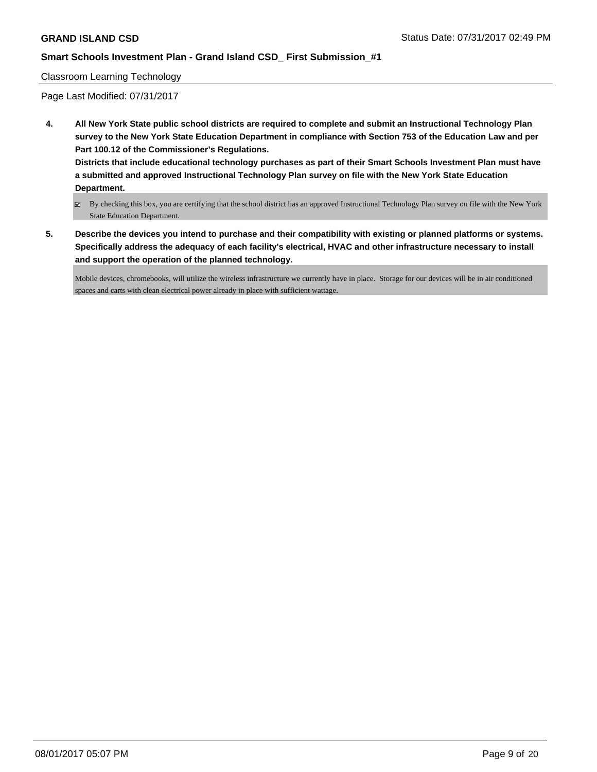Classroom Learning Technology

Page Last Modified: 07/31/2017

**4. All New York State public school districts are required to complete and submit an Instructional Technology Plan survey to the New York State Education Department in compliance with Section 753 of the Education Law and per Part 100.12 of the Commissioner's Regulations.**

**Districts that include educational technology purchases as part of their Smart Schools Investment Plan must have a submitted and approved Instructional Technology Plan survey on file with the New York State Education Department.**

☑ By checking this box, you are certifying that the school district has an approved Instructional Technology Plan survey on file with the New York State Education Department.

**5. Describe the devices you intend to purchase and their compatibility with existing or planned platforms or systems. Specifically address the adequacy of each facility's electrical, HVAC and other infrastructure necessary to install and support the operation of the planned technology.**

Mobile devices, chromebooks, will utilize the wireless infrastructure we currently have in place. Storage for our devices will be in air conditioned spaces and carts with clean electrical power already in place with sufficient wattage.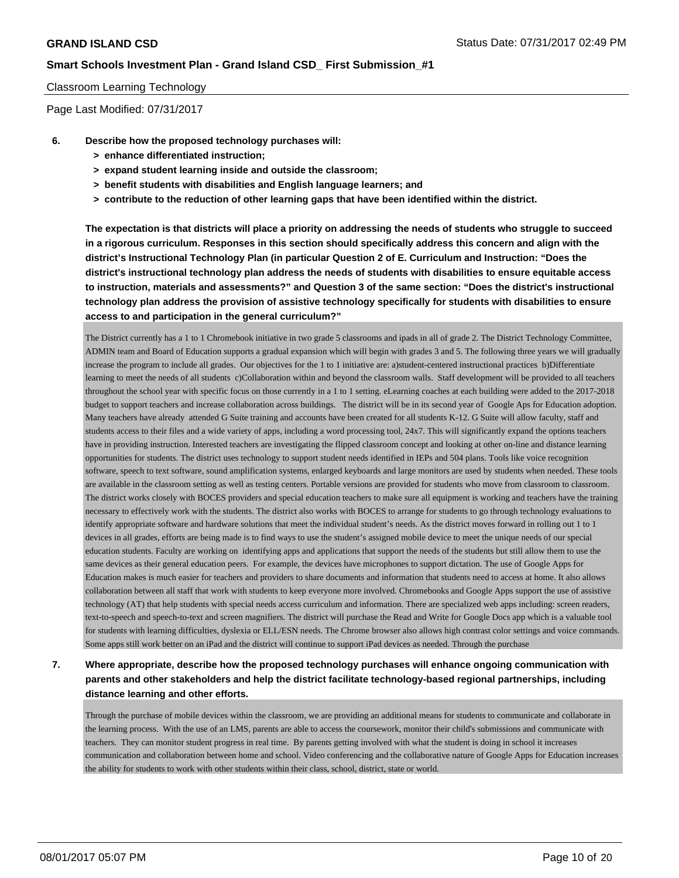Classroom Learning Technology

Page Last Modified: 07/31/2017

**6. Describe how the proposed technology purchases will:**
- **> enhance differentiated instruction;**
- **> expand student learning inside and outside the classroom;**
- **> benefit students with disabilities and English language learners; and**
- **> contribute to the reduction of other learning gaps that have been identified within the district.**

**The expectation is that districts will place a priority on addressing the needs of students who struggle to succeed in a rigorous curriculum. Responses in this section should specifically address this concern and align with the district's Instructional Technology Plan (in particular Question 2 of E. Curriculum and Instruction: "Does the district's instructional technology plan address the needs of students with disabilities to ensure equitable access to instruction, materials and assessments?" and Question 3 of the same section: "Does the district's instructional technology plan address the provision of assistive technology specifically for students with disabilities to ensure access to and participation in the general curriculum?"**

The District currently has a 1 to 1 Chromebook initiative in two grade 5 classrooms and ipads in all of grade 2. The District Technology Committee, ADMIN team and Board of Education supports a gradual expansion which will begin with grades 3 and 5. The following three years we will gradually increase the program to include all grades. Our objectives for the 1 to 1 initiative are: a)student-centered instructional practices b)Differentiate learning to meet the needs of all students c)Collaboration within and beyond the classroom walls. Staff development will be provided to all teachers throughout the school year with specific focus on those currently in a 1 to 1 setting. eLearning coaches at each building were added to the 2017-2018 budget to support teachers and increase collaboration across buildings. The district will be in its second year of Google Aps for Education adoption. Many teachers have already attended G Suite training and accounts have been created for all students K-12. G Suite will allow faculty, staff and students access to their files and a wide variety of apps, including a word processing tool, 24x7. This will significantly expand the options teachers have in providing instruction. Interested teachers are investigating the flipped classroom concept and looking at other on-line and distance learning opportunities for students. The district uses technology to support student needs identified in IEPs and 504 plans. Tools like voice recognition software, speech to text software, sound amplification systems, enlarged keyboards and large monitors are used by students when needed. These tools are available in the classroom setting as well as testing centers. Portable versions are provided for students who move from classroom to classroom. The district works closely with BOCES providers and special education teachers to make sure all equipment is working and teachers have the training necessary to effectively work with the students. The district also works with BOCES to arrange for students to go through technology evaluations to identify appropriate software and hardware solutions that meet the individual student's needs. As the district moves forward in rolling out 1 to 1 devices in all grades, efforts are being made is to find ways to use the student's assigned mobile device to meet the unique needs of our special education students. Faculty are working on identifying apps and applications that support the needs of the students but still allow them to use the same devices as their general education peers. For example, the devices have microphones to support dictation. The use of Google Apps for Education makes is much easier for teachers and providers to share documents and information that students need to access at home. It also allows collaboration between all staff that work with students to keep everyone more involved. Chromebooks and Google Apps support the use of assistive technology (AT) that help students with special needs access curriculum and information. There are specialized web apps including: screen readers, text-to-speech and speech-to-text and screen magnifiers. The district will purchase the Read and Write for Google Docs app which is a valuable tool for students with learning difficulties, dyslexia or ELL/ESN needs. The Chrome browser also allows high contrast color settings and voice commands. Some apps still work better on an iPad and the district will continue to support iPad devices as needed. Through the purchase

**7. Where appropriate, describe how the proposed technology purchases will enhance ongoing communication with parents and other stakeholders and help the district facilitate technology-based regional partnerships, including distance learning and other efforts.**

Through the purchase of mobile devices within the classroom, we are providing an additional means for students to communicate and collaborate in the learning process. With the use of an LMS, parents are able to access the coursework, monitor their child's submissions and communicate with teachers. They can monitor student progress in real time. By parents getting involved with what the student is doing in school it increases communication and collaboration between home and school. Video conferencing and the collaborative nature of Google Apps for Education increases the ability for students to work with other students within their class, school, district, state or world.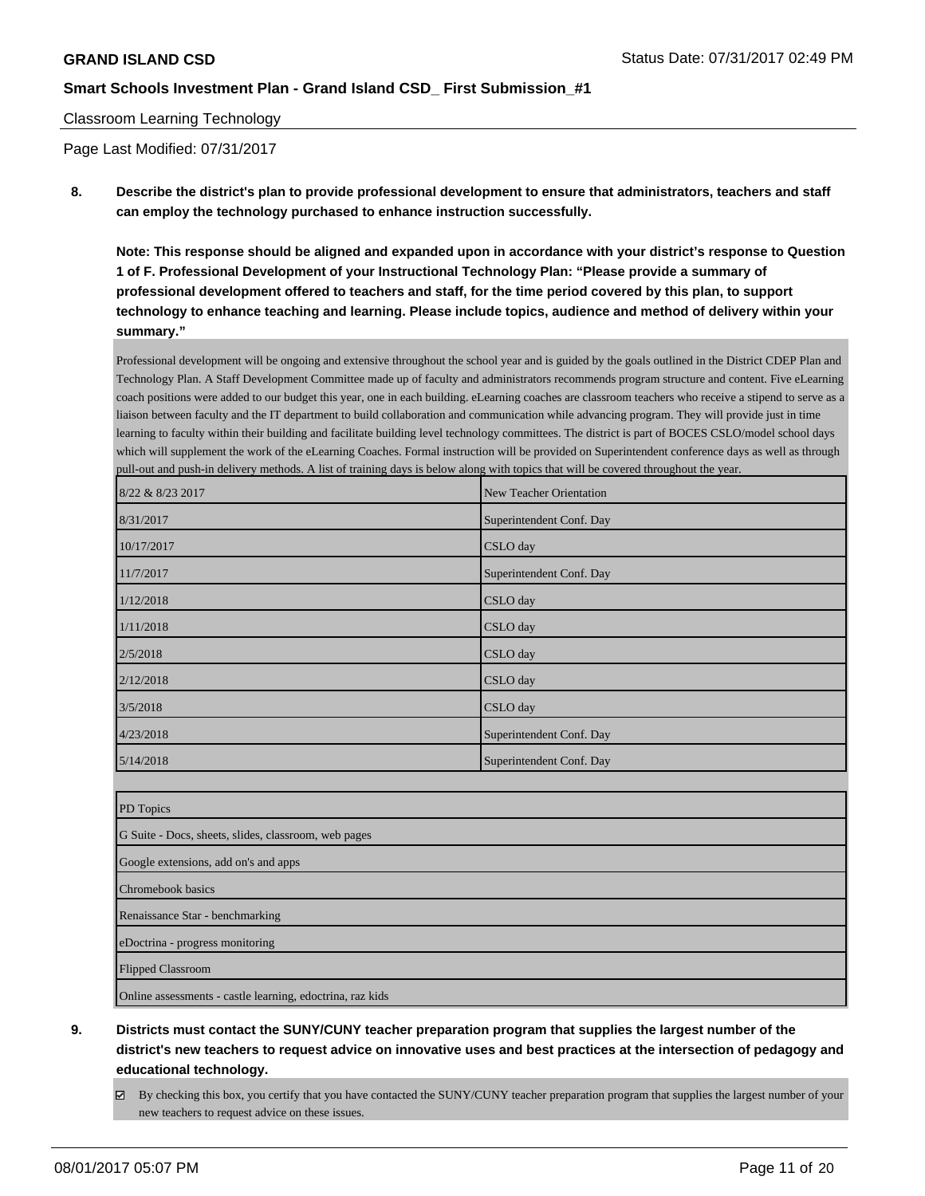Classroom Learning Technology

Page Last Modified: 07/31/2017

**8. Describe the district's plan to provide professional development to ensure that administrators, teachers and staff can employ the technology purchased to enhance instruction successfully.**

**Note: This response should be aligned and expanded upon in accordance with your district's response to Question 1 of F. Professional Development of your Instructional Technology Plan: "Please provide a summary of professional development offered to teachers and staff, for the time period covered by this plan, to support technology to enhance teaching and learning. Please include topics, audience and method of delivery within your summary."**

Professional development will be ongoing and extensive throughout the school year and is guided by the goals outlined in the District CDEP Plan and Technology Plan. A Staff Development Committee made up of faculty and administrators recommends program structure and content. Five eLearning coach positions were added to our budget this year, one in each building. eLearning coaches are classroom teachers who receive a stipend to serve as a liaison between faculty and the IT department to build collaboration and communication while advancing program. They will provide just in time learning to faculty within their building and facilitate building level technology committees. The district is part of BOCES CSLO/model school days which will supplement the work of the eLearning Coaches. Formal instruction will be provided on Superintendent conference days as well as through pull-out and push-in delivery methods. A list of training days is below along with topics that will be covered throughout the year.

| | |
|---|---|
| 8/22 & 8/23 2017 | New Teacher Orientation |
| 8/31/2017 | Superintendent Conf. Day |
| 10/17/2017 | CSLO day |
| 11/7/2017 | Superintendent Conf. Day |
| 1/12/2018 | CSLO day |
| 1/11/2018 | CSLO day |
| 2/5/2018 | CSLO day |
| 2/12/2018 | CSLO day |
| 3/5/2018 | CSLO day |
| 4/23/2018 | Superintendent Conf. Day |
| 5/14/2018 | Superintendent Conf. Day |

| PD Topics |
|---|
| G Suite - Docs, sheets, slides, classroom, web pages |
| Google extensions, add on's and apps |
| Chromebook basics |
| Renaissance Star - benchmarking |
| eDoctrina - progress monitoring |
| Flipped Classroom |
| Online assessments - castle learning, edoctrina, raz kids |

**9. Districts must contact the SUNY/CUNY teacher preparation program that supplies the largest number of the district's new teachers to request advice on innovative uses and best practices at the intersection of pedagogy and educational technology.**

☑ By checking this box, you certify that you have contacted the SUNY/CUNY teacher preparation program that supplies the largest number of your new teachers to request advice on these issues.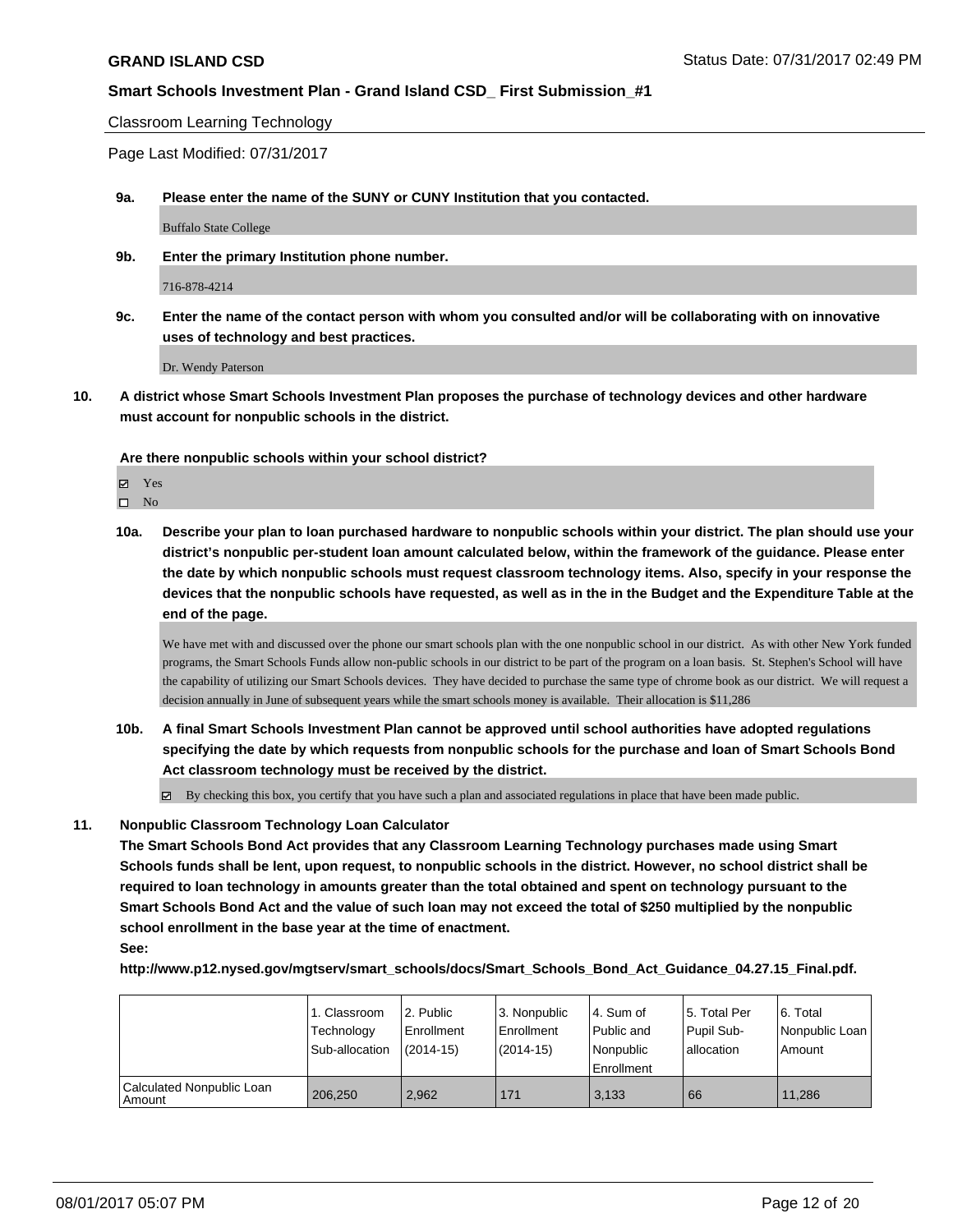Classroom Learning Technology

Page Last Modified: 07/31/2017

**9a. Please enter the name of the SUNY or CUNY Institution that you contacted.**

Buffalo State College

**9b. Enter the primary Institution phone number.**

716-878-4214

**9c. Enter the name of the contact person with whom you consulted and/or will be collaborating with on innovative uses of technology and best practices.**

Dr. Wendy Paterson

**10. A district whose Smart Schools Investment Plan proposes the purchase of technology devices and other hardware must account for nonpublic schools in the district.**

**Are there nonpublic schools within your school district?**

- ☑ Yes
- ☐ No

**10a. Describe your plan to loan purchased hardware to nonpublic schools within your district. The plan should use your district's nonpublic per-student loan amount calculated below, within the framework of the guidance. Please enter the date by which nonpublic schools must request classroom technology items. Also, specify in your response the devices that the nonpublic schools have requested, as well as in the in the Budget and the Expenditure Table at the end of the page.**

We have met with and discussed over the phone our smart schools plan with the one nonpublic school in our district. As with other New York funded programs, the Smart Schools Funds allow non-public schools in our district to be part of the program on a loan basis. St. Stephen's School will have the capability of utilizing our Smart Schools devices. They have decided to purchase the same type of chrome book as our district. We will request a decision annually in June of subsequent years while the smart schools money is available. Their allocation is $11,286

**10b. A final Smart Schools Investment Plan cannot be approved until school authorities have adopted regulations specifying the date by which requests from nonpublic schools for the purchase and loan of Smart Schools Bond Act classroom technology must be received by the district.**

☑ By checking this box, you certify that you have such a plan and associated regulations in place that have been made public.

**11. Nonpublic Classroom Technology Loan Calculator**

**The Smart Schools Bond Act provides that any Classroom Learning Technology purchases made using Smart Schools funds shall be lent, upon request, to nonpublic schools in the district. However, no school district shall be required to loan technology in amounts greater than the total obtained and spent on technology pursuant to the Smart Schools Bond Act and the value of such loan may not exceed the total of $250 multiplied by the nonpublic school enrollment in the base year at the time of enactment.**

**See:**

**http://www.p12.nysed.gov/mgtserv/smart_schools/docs/Smart_Schools_Bond_Act_Guidance_04.27.15_Final.pdf.**

| | 1. Classroom Technology Sub-allocation | 2. Public Enrollment (2014-15) | 3. Nonpublic Enrollment (2014-15) | 4. Sum of Public and Nonpublic Enrollment | 5. Total Per Pupil Sub-allocation | 6. Total Nonpublic Loan Amount |
|---|---|---|---|---|---|---|
| Calculated Nonpublic Loan Amount | 206,250 | 2,962 | 171 | 3,133 | 66 | 11,286 |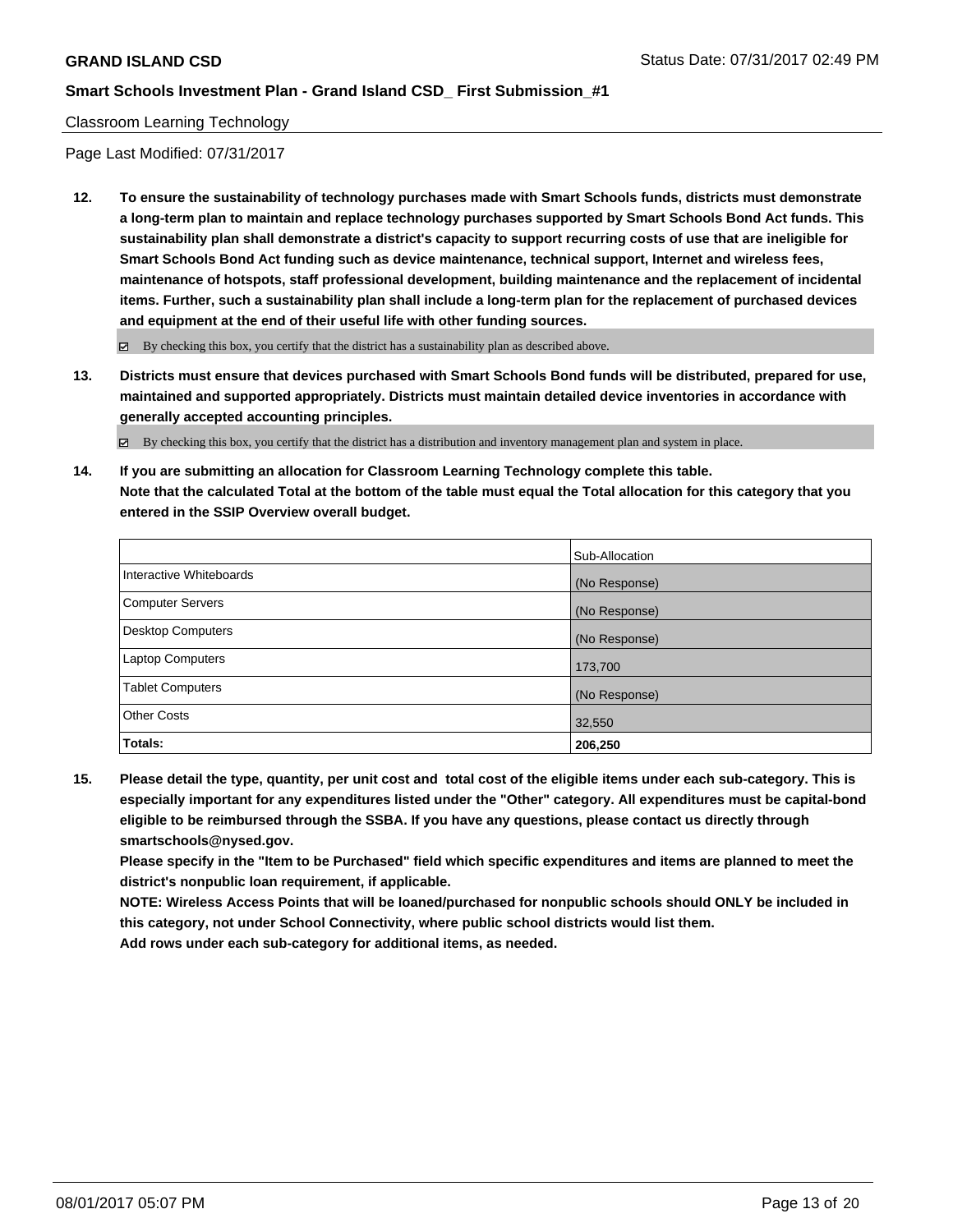**GRAND ISLAND CSD** Status Date: 07/31/2017 02:49 PM

**Smart Schools Investment Plan - Grand Island CSD_ First Submission_#1**

Classroom Learning Technology

Page Last Modified: 07/31/2017

**12. To ensure the sustainability of technology purchases made with Smart Schools funds, districts must demonstrate a long-term plan to maintain and replace technology purchases supported by Smart Schools Bond Act funds. This sustainability plan shall demonstrate a district's capacity to support recurring costs of use that are ineligible for Smart Schools Bond Act funding such as device maintenance, technical support, Internet and wireless fees, maintenance of hotspots, staff professional development, building maintenance and the replacement of incidental items. Further, such a sustainability plan shall include a long-term plan for the replacement of purchased devices and equipment at the end of their useful life with other funding sources.**

☑ By checking this box, you certify that the district has a sustainability plan as described above.

**13. Districts must ensure that devices purchased with Smart Schools Bond funds will be distributed, prepared for use, maintained and supported appropriately. Districts must maintain detailed device inventories in accordance with generally accepted accounting principles.**

☑ By checking this box, you certify that the district has a distribution and inventory management plan and system in place.

**14. If you are submitting an allocation for Classroom Learning Technology complete this table. Note that the calculated Total at the bottom of the table must equal the Total allocation for this category that you entered in the SSIP Overview overall budget.**

| | Sub-Allocation |
|---|---|
| Interactive Whiteboards | (No Response) |
| Computer Servers | (No Response) |
| Desktop Computers | (No Response) |
| Laptop Computers | 173,700 |
| Tablet Computers | (No Response) |
| Other Costs | 32,550 |
| **Totals:** | **206,250** |

**15. Please detail the type, quantity, per unit cost and total cost of the eligible items under each sub-category. This is especially important for any expenditures listed under the "Other" category. All expenditures must be capital-bond eligible to be reimbursed through the SSBA. If you have any questions, please contact us directly through smartschools@nysed.gov.**
**Please specify in the "Item to be Purchased" field which specific expenditures and items are planned to meet the district's nonpublic loan requirement, if applicable.**
**NOTE: Wireless Access Points that will be loaned/purchased for nonpublic schools should ONLY be included in this category, not under School Connectivity, where public school districts would list them.**
**Add rows under each sub-category for additional items, as needed.**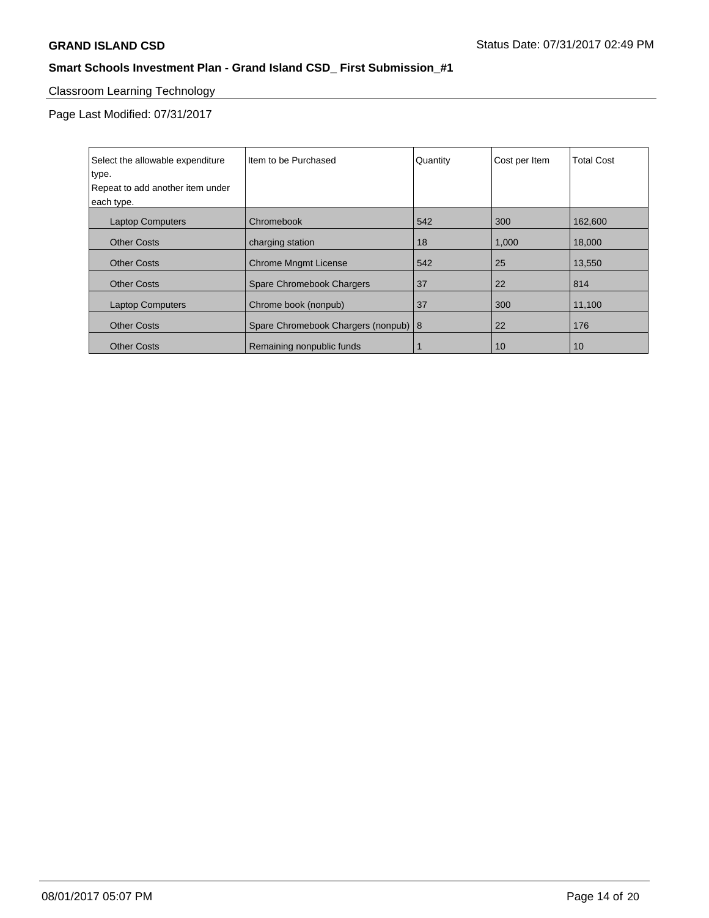## Smart Schools Investment Plan - Grand Island CSD_ First Submission_#1

Classroom Learning Technology

Page Last Modified: 07/31/2017

| Select the allowable expenditure type. Repeat to add another item under each type. | Item to be Purchased | Quantity | Cost per Item | Total Cost |
|---|---|---|---|---|
| Laptop Computers | Chromebook | 542 | 300 | 162,600 |
| Other Costs | charging station | 18 | 1,000 | 18,000 |
| Other Costs | Chrome Mngmt License | 542 | 25 | 13,550 |
| Other Costs | Spare Chromebook Chargers | 37 | 22 | 814 |
| Laptop Computers | Chrome book (nonpub) | 37 | 300 | 11,100 |
| Other Costs | Spare Chromebook Chargers (nonpub) | 8 | 22 | 176 |
| Other Costs | Remaining nonpublic funds | 1 | 10 | 10 |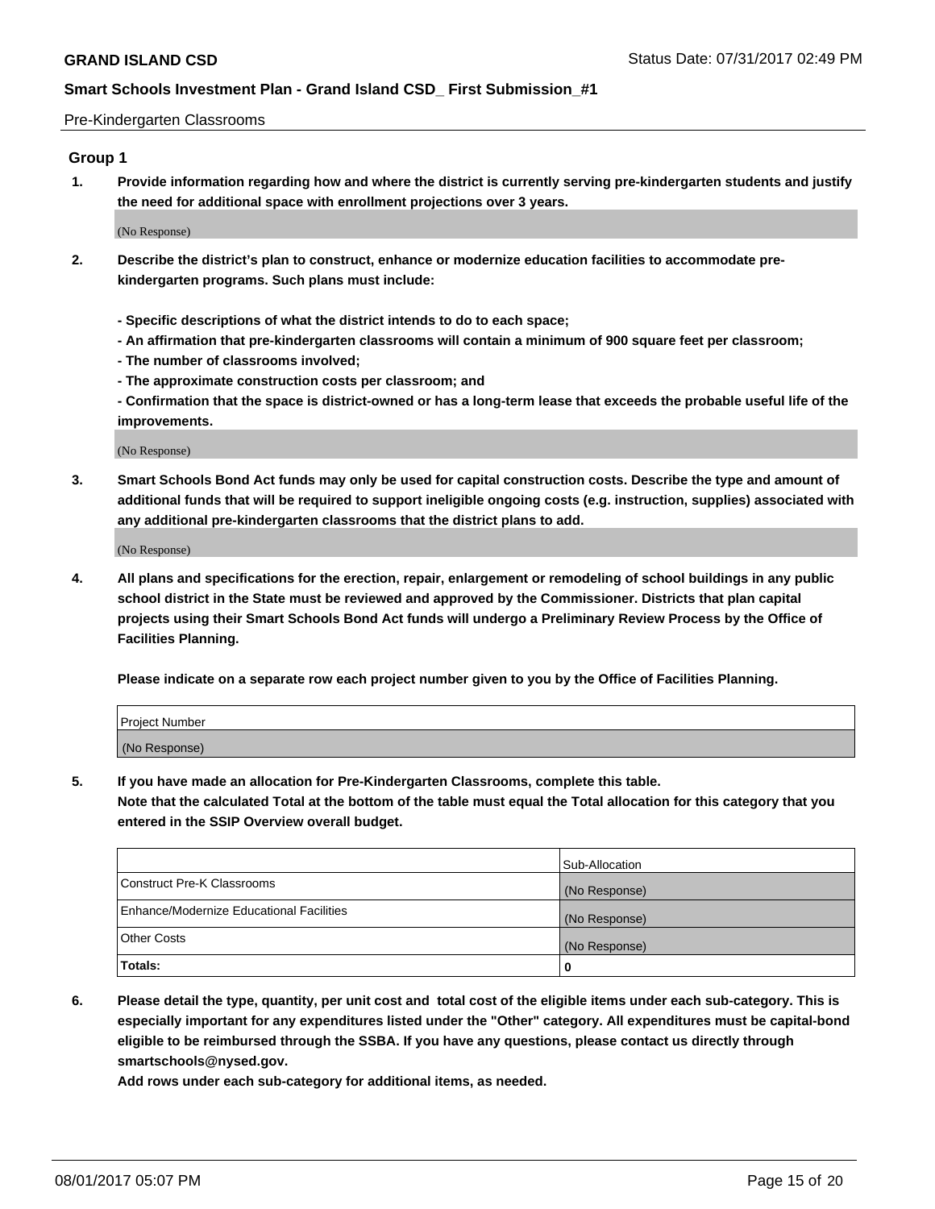Pre-Kindergarten Classrooms

## Group 1

**1. Provide information regarding how and where the district is currently serving pre-kindergarten students and justify the need for additional space with enrollment projections over 3 years.**

(No Response)

**2. Describe the district's plan to construct, enhance or modernize education facilities to accommodate pre-kindergarten programs. Such plans must include:**

**- Specific descriptions of what the district intends to do to each space;**

**- An affirmation that pre-kindergarten classrooms will contain a minimum of 900 square feet per classroom;**

**- The number of classrooms involved;**

**- The approximate construction costs per classroom; and**

**- Confirmation that the space is district-owned or has a long-term lease that exceeds the probable useful life of the improvements.**

(No Response)

**3. Smart Schools Bond Act funds may only be used for capital construction costs. Describe the type and amount of additional funds that will be required to support ineligible ongoing costs (e.g. instruction, supplies) associated with any additional pre-kindergarten classrooms that the district plans to add.**

(No Response)

**4. All plans and specifications for the erection, repair, enlargement or remodeling of school buildings in any public school district in the State must be reviewed and approved by the Commissioner. Districts that plan capital projects using their Smart Schools Bond Act funds will undergo a Preliminary Review Process by the Office of Facilities Planning.**

**Please indicate on a separate row each project number given to you by the Office of Facilities Planning.**

| Project Number |
|---|
| (No Response) |

**5. If you have made an allocation for Pre-Kindergarten Classrooms, complete this table.**
**Note that the calculated Total at the bottom of the table must equal the Total allocation for this category that you entered in the SSIP Overview overall budget.**

| | Sub-Allocation |
|---|---|
| Construct Pre-K Classrooms | (No Response) |
| Enhance/Modernize Educational Facilities | (No Response) |
| Other Costs | (No Response) |
| **Totals:** | **0** |

**6. Please detail the type, quantity, per unit cost and total cost of the eligible items under each sub-category. This is especially important for any expenditures listed under the "Other" category. All expenditures must be capital-bond eligible to be reimbursed through the SSBA. If you have any questions, please contact us directly through smartschools@nysed.gov.**
**Add rows under each sub-category for additional items, as needed.**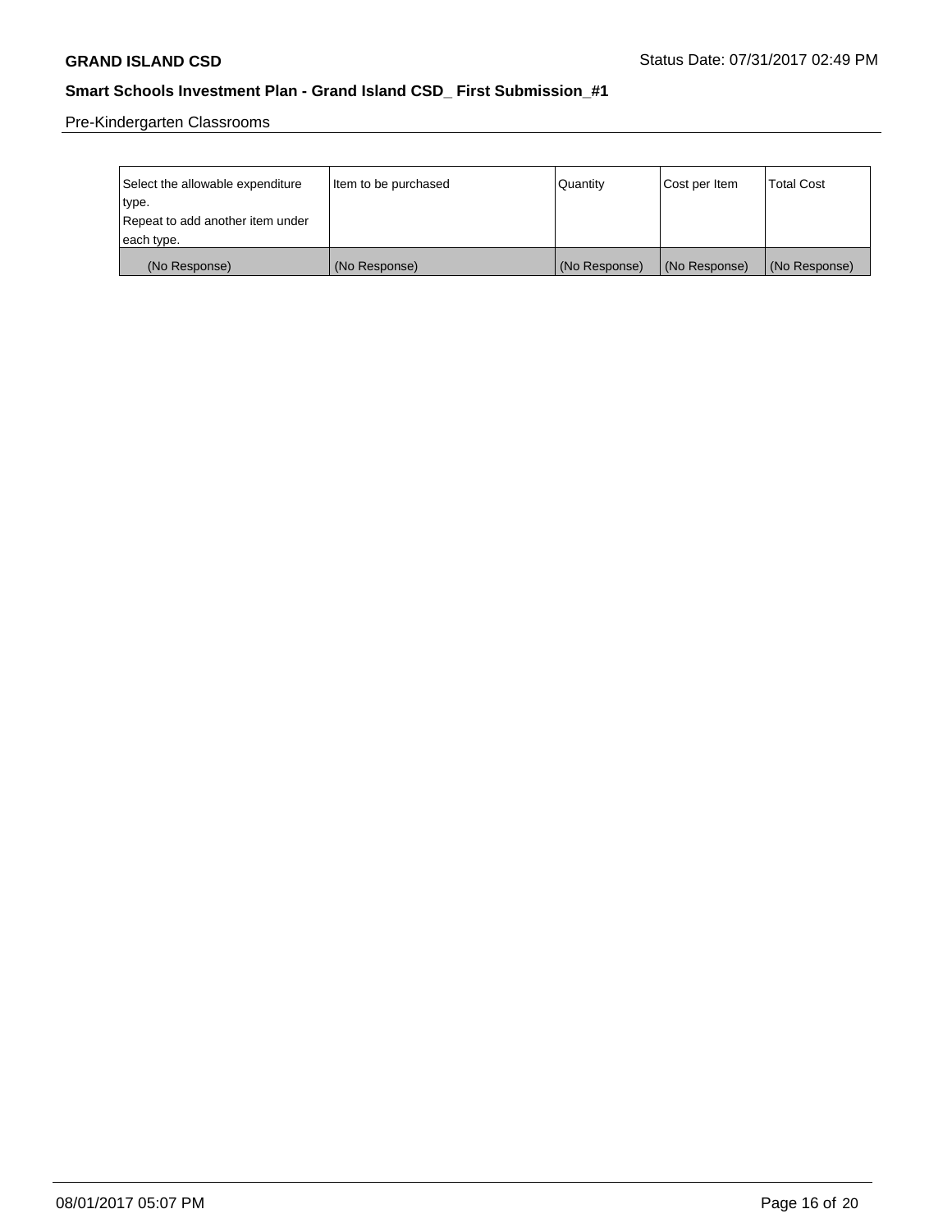Pre-Kindergarten Classrooms

| Select the allowable expenditure type. Repeat to add another item under each type. | Item to be purchased | Quantity | Cost per Item | Total Cost |
| --- | --- | --- | --- | --- |
| (No Response) | (No Response) | (No Response) | (No Response) | (No Response) |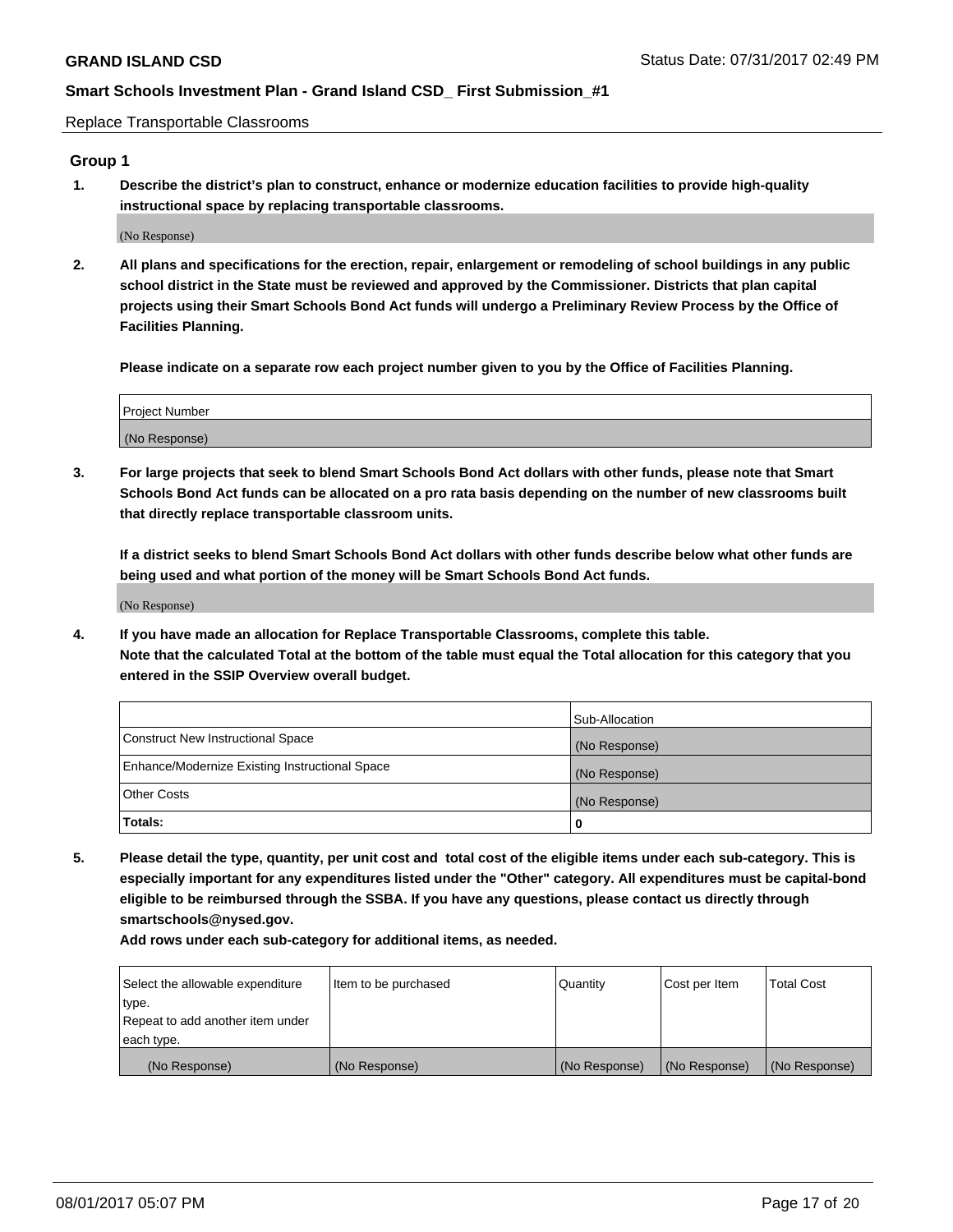Replace Transportable Classrooms

## Group 1

**1. Describe the district's plan to construct, enhance or modernize education facilities to provide high-quality instructional space by replacing transportable classrooms.**

(No Response)

**2. All plans and specifications for the erection, repair, enlargement or remodeling of school buildings in any public school district in the State must be reviewed and approved by the Commissioner. Districts that plan capital projects using their Smart Schools Bond Act funds will undergo a Preliminary Review Process by the Office of Facilities Planning.**

**Please indicate on a separate row each project number given to you by the Office of Facilities Planning.**

| Project Number |
|---|
| (No Response) |

**3. For large projects that seek to blend Smart Schools Bond Act dollars with other funds, please note that Smart Schools Bond Act funds can be allocated on a pro rata basis depending on the number of new classrooms built that directly replace transportable classroom units.**

**If a district seeks to blend Smart Schools Bond Act dollars with other funds describe below what other funds are being used and what portion of the money will be Smart Schools Bond Act funds.**

(No Response)

**4. If you have made an allocation for Replace Transportable Classrooms, complete this table. Note that the calculated Total at the bottom of the table must equal the Total allocation for this category that you entered in the SSIP Overview overall budget.**

| | Sub-Allocation |
|---|---|
| Construct New Instructional Space | (No Response) |
| Enhance/Modernize Existing Instructional Space | (No Response) |
| Other Costs | (No Response) |
| **Totals:** | **0** |

**5. Please detail the type, quantity, per unit cost and total cost of the eligible items under each sub-category. This is especially important for any expenditures listed under the "Other" category. All expenditures must be capital-bond eligible to be reimbursed through the SSBA. If you have any questions, please contact us directly through smartschools@nysed.gov.**

**Add rows under each sub-category for additional items, as needed.**

| Select the allowable expenditure type. Repeat to add another item under each type. | Item to be purchased | Quantity | Cost per Item | Total Cost |
|---|---|---|---|---|
| (No Response) | (No Response) | (No Response) | (No Response) | (No Response) |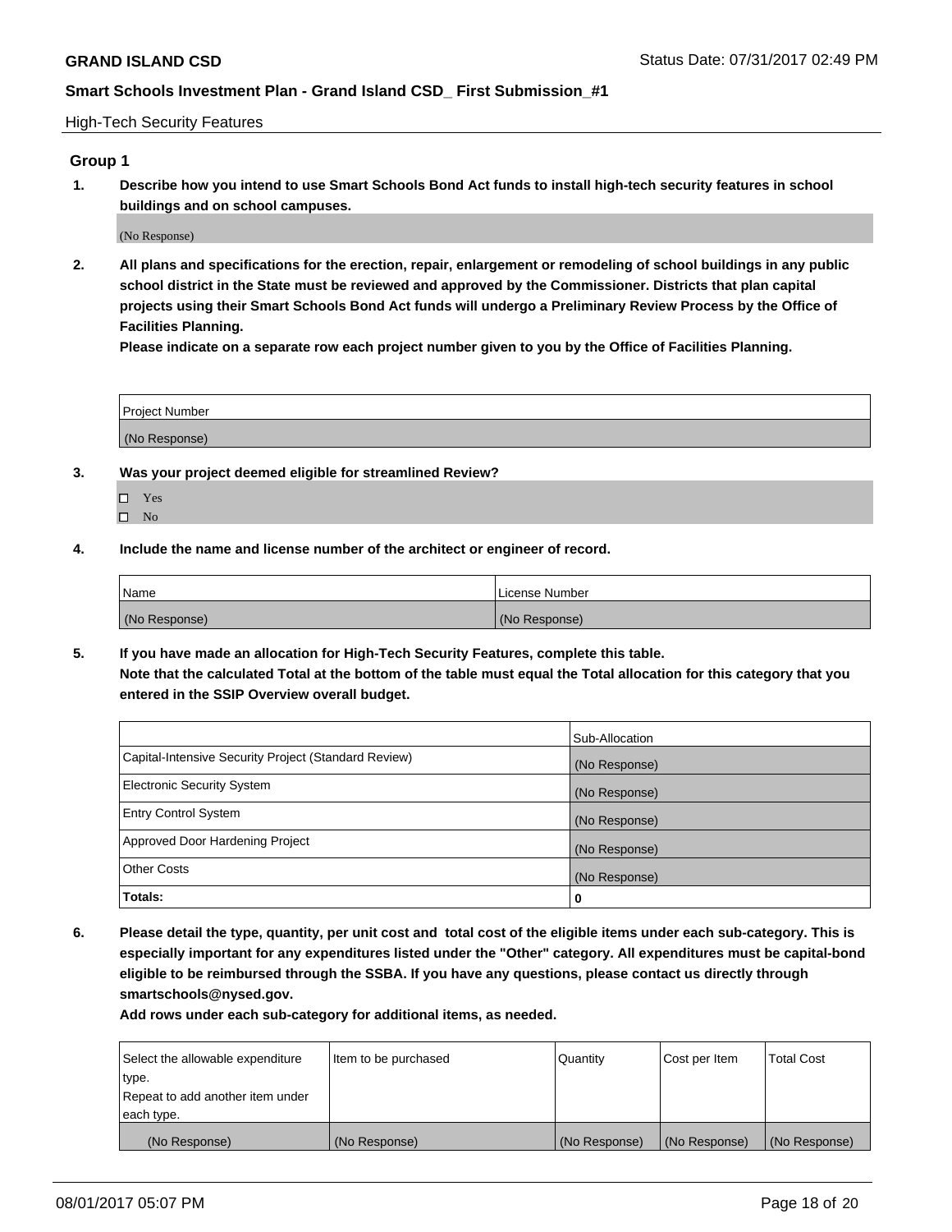High-Tech Security Features

## Group 1

**1. Describe how you intend to use Smart Schools Bond Act funds to install high-tech security features in school buildings and on school campuses.**

(No Response)

**2. All plans and specifications for the erection, repair, enlargement or remodeling of school buildings in any public school district in the State must be reviewed and approved by the Commissioner. Districts that plan capital projects using their Smart Schools Bond Act funds will undergo a Preliminary Review Process by the Office of Facilities Planning.**

**Please indicate on a separate row each project number given to you by the Office of Facilities Planning.**

| Project Number |
|---|
| (No Response) |

**3. Was your project deemed eligible for streamlined Review?**

- ☐ Yes
- ☐ No

**4. Include the name and license number of the architect or engineer of record.**

| Name | License Number |
|---|---|
| (No Response) | (No Response) |

**5. If you have made an allocation for High-Tech Security Features, complete this table.**
**Note that the calculated Total at the bottom of the table must equal the Total allocation for this category that you entered in the SSIP Overview overall budget.**

| | Sub-Allocation |
|---|---|
| Capital-Intensive Security Project (Standard Review) | (No Response) |
| Electronic Security System | (No Response) |
| Entry Control System | (No Response) |
| Approved Door Hardening Project | (No Response) |
| Other Costs | (No Response) |
| **Totals:** | **0** |

**6. Please detail the type, quantity, per unit cost and total cost of the eligible items under each sub-category. This is especially important for any expenditures listed under the "Other" category. All expenditures must be capital-bond eligible to be reimbursed through the SSBA. If you have any questions, please contact us directly through smartschools@nysed.gov.**

**Add rows under each sub-category for additional items, as needed.**

| Select the allowable expenditure type. Repeat to add another item under each type. | Item to be purchased | Quantity | Cost per Item | Total Cost |
|---|---|---|---|---|
| (No Response) | (No Response) | (No Response) | (No Response) | (No Response) |